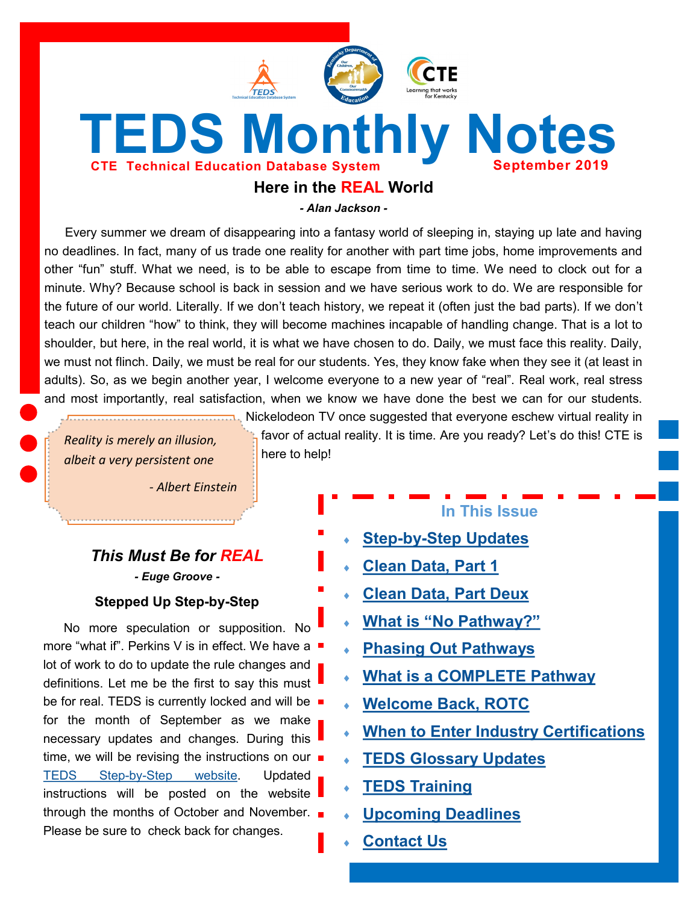# TEDS Monthly Notes

**CTE Technical Education Database System** **September 2019**

## Here in the REAL World

***- Alan Jackson -***

Every summer we dream of disappearing into a fantasy world of sleeping in, staying up late and having no deadlines. In fact, many of us trade one reality for another with part time jobs, home improvements and other "fun" stuff. What we need, is to be able to escape from time to time. We need to clock out for a minute. Why? Because school is back in session and we have serious work to do. We are responsible for the future of our world. Literally. If we don't teach history, we repeat it (often just the bad parts). If we don't teach our children "how" to think, they will become machines incapable of handling change. That is a lot to shoulder, but here, in the real world, it is what we have chosen to do. Daily, we must face this reality. Daily, we must not flinch. Daily, we must be real for our students. Yes, they know fake when they see it (at least in adults). So, as we begin another year, I welcome everyone to a new year of "real". Real work, real stress and most importantly, real satisfaction, when we know we have done the best we can for our students. Nickelodeon TV once suggested that everyone eschew virtual reality in favor of actual reality. It is time. Are you ready? Let's do this! CTE is here to help!

> *Reality is merely an illusion, albeit a very persistent one*
>
> *- Albert Einstein*

## *This Must Be for REAL*

***- Euge Groove -***

### Stepped Up Step-by-Step

No more speculation or supposition. No more "what if". Perkins V is in effect. We have a lot of work to do to update the rule changes and definitions. Let me be the first to say this must be for real. TEDS is currently locked and will be for the month of September as we make necessary updates and changes. During this time, we will be revising the instructions on our TEDS Step-by-Step website. Updated instructions will be posted on the website through the months of October and November. Please be sure to check back for changes.

### In This Issue

- Step-by-Step Updates
- Clean Data, Part 1
- Clean Data, Part Deux
- What is "No Pathway?"
- Phasing Out Pathways
- What is a COMPLETE Pathway
- Welcome Back, ROTC
- When to Enter Industry Certifications
- TEDS Glossary Updates
- TEDS Training
- Upcoming Deadlines
- Contact Us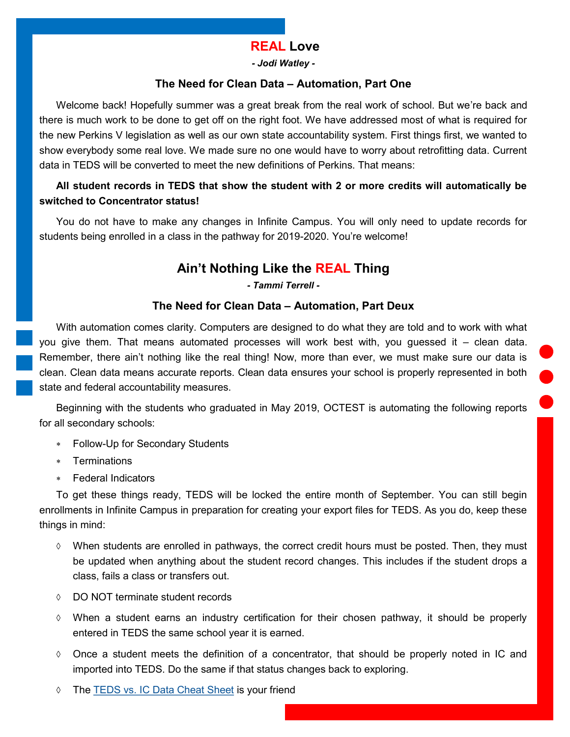# REAL Love

*- Jodi Watley -*

### The Need for Clean Data – Automation, Part One

Welcome back! Hopefully summer was a great break from the real work of school. But we're back and there is much work to be done to get off on the right foot. We have addressed most of what is required for the new Perkins V legislation as well as our own state accountability system. First things first, we wanted to show everybody some real love. We made sure no one would have to worry about retrofitting data. Current data in TEDS will be converted to meet the new definitions of Perkins. That means:

**All student records in TEDS that show the student with 2 or more credits will automatically be switched to Concentrator status!**

You do not have to make any changes in Infinite Campus. You will only need to update records for students being enrolled in a class in the pathway for 2019-2020. You're welcome!

# Ain't Nothing Like the REAL Thing

*- Tammi Terrell -*

### The Need for Clean Data – Automation, Part Deux

With automation comes clarity. Computers are designed to do what they are told and to work with what you give them. That means automated processes will work best with, you guessed it – clean data. Remember, there ain't nothing like the real thing! Now, more than ever, we must make sure our data is clean. Clean data means accurate reports. Clean data ensures your school is properly represented in both state and federal accountability measures.

Beginning with the students who graduated in May 2019, OCTEST is automating the following reports for all secondary schools:

- Follow-Up for Secondary Students
- Terminations
- Federal Indicators

To get these things ready, TEDS will be locked the entire month of September. You can still begin enrollments in Infinite Campus in preparation for creating your export files for TEDS. As you do, keep these things in mind:

- When students are enrolled in pathways, the correct credit hours must be posted. Then, they must be updated when anything about the student record changes. This includes if the student drops a class, fails a class or transfers out.
- DO NOT terminate student records
- When a student earns an industry certification for their chosen pathway, it should be properly entered in TEDS the same school year it is earned.
- Once a student meets the definition of a concentrator, that should be properly noted in IC and imported into TEDS. Do the same if that status changes back to exploring.
- The TEDS vs. IC Data Cheat Sheet is your friend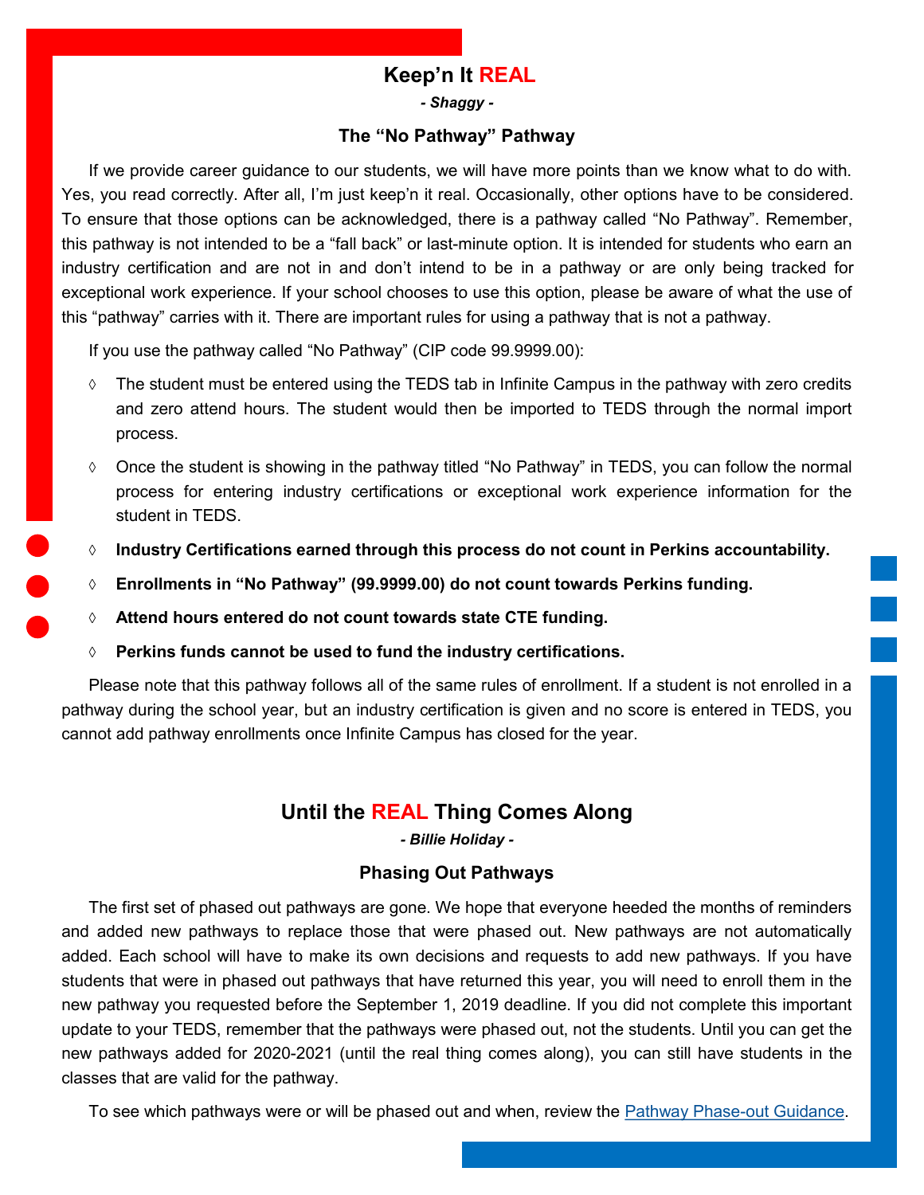## Keep'n It REAL

*- Shaggy -*

### The "No Pathway" Pathway

If we provide career guidance to our students, we will have more points than we know what to do with. Yes, you read correctly. After all, I'm just keep'n it real. Occasionally, other options have to be considered. To ensure that those options can be acknowledged, there is a pathway called "No Pathway". Remember, this pathway is not intended to be a "fall back" or last-minute option. It is intended for students who earn an industry certification and are not in and don't intend to be in a pathway or are only being tracked for exceptional work experience. If your school chooses to use this option, please be aware of what the use of this "pathway" carries with it. There are important rules for using a pathway that is not a pathway.

If you use the pathway called "No Pathway" (CIP code 99.9999.00):

- The student must be entered using the TEDS tab in Infinite Campus in the pathway with zero credits and zero attend hours. The student would then be imported to TEDS through the normal import process.
- Once the student is showing in the pathway titled "No Pathway" in TEDS, you can follow the normal process for entering industry certifications or exceptional work experience information for the student in TEDS.
- **Industry Certifications earned through this process do not count in Perkins accountability.**
- **Enrollments in "No Pathway" (99.9999.00) do not count towards Perkins funding.**
- **Attend hours entered do not count towards state CTE funding.**
- **Perkins funds cannot be used to fund the industry certifications.**

Please note that this pathway follows all of the same rules of enrollment. If a student is not enrolled in a pathway during the school year, but an industry certification is given and no score is entered in TEDS, you cannot add pathway enrollments once Infinite Campus has closed for the year.

## Until the REAL Thing Comes Along

*- Billie Holiday -*

### Phasing Out Pathways

The first set of phased out pathways are gone. We hope that everyone heeded the months of reminders and added new pathways to replace those that were phased out. New pathways are not automatically added. Each school will have to make its own decisions and requests to add new pathways. If you have students that were in phased out pathways that have returned this year, you will need to enroll them in the new pathway you requested before the September 1, 2019 deadline. If you did not complete this important update to your TEDS, remember that the pathways were phased out, not the students. Until you can get the new pathways added for 2020-2021 (until the real thing comes along), you can still have students in the classes that are valid for the pathway.

To see which pathways were or will be phased out and when, review the Pathway Phase-out Guidance.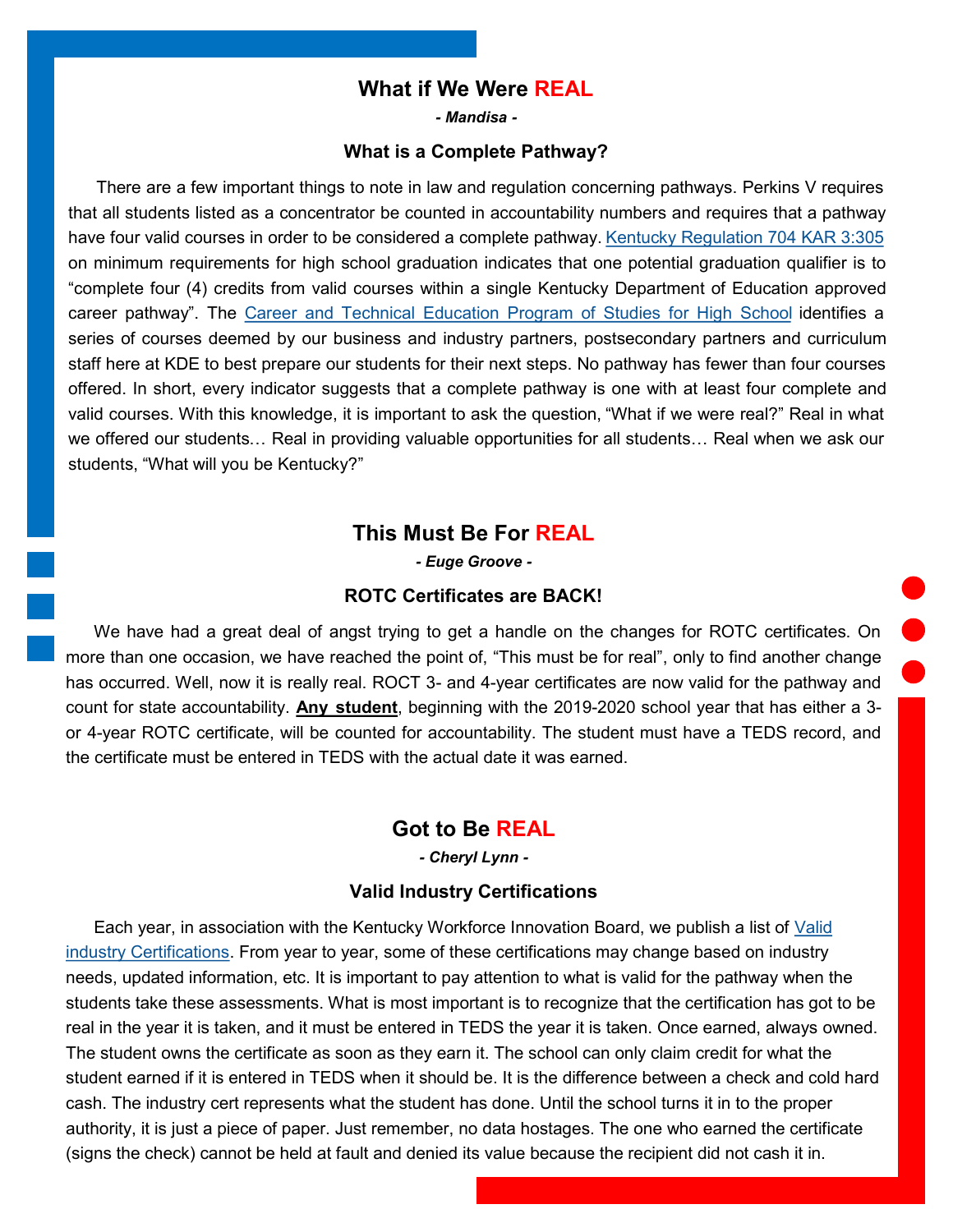## What if We Were REAL

***- Mandisa -***

### What is a Complete Pathway?

There are a few important things to note in law and regulation concerning pathways. Perkins V requires that all students listed as a concentrator be counted in accountability numbers and requires that a pathway have four valid courses in order to be considered a complete pathway. Kentucky Regulation 704 KAR 3:305 on minimum requirements for high school graduation indicates that one potential graduation qualifier is to "complete four (4) credits from valid courses within a single Kentucky Department of Education approved career pathway". The Career and Technical Education Program of Studies for High School identifies a series of courses deemed by our business and industry partners, postsecondary partners and curriculum staff here at KDE to best prepare our students for their next steps. No pathway has fewer than four courses offered. In short, every indicator suggests that a complete pathway is one with at least four complete and valid courses. With this knowledge, it is important to ask the question, "What if we were real?" Real in what we offered our students… Real in providing valuable opportunities for all students… Real when we ask our students, "What will you be Kentucky?"

## This Must Be For REAL

***- Euge Groove -***

### ROTC Certificates are BACK!

We have had a great deal of angst trying to get a handle on the changes for ROTC certificates. On more than one occasion, we have reached the point of, "This must be for real", only to find another change has occurred. Well, now it is really real. ROCT 3- and 4-year certificates are now valid for the pathway and count for state accountability. **Any student**, beginning with the 2019-2020 school year that has either a 3- or 4-year ROTC certificate, will be counted for accountability. The student must have a TEDS record, and the certificate must be entered in TEDS with the actual date it was earned.

## Got to Be REAL

***- Cheryl Lynn -***

### Valid Industry Certifications

Each year, in association with the Kentucky Workforce Innovation Board, we publish a list of Valid industry Certifications. From year to year, some of these certifications may change based on industry needs, updated information, etc. It is important to pay attention to what is valid for the pathway when the students take these assessments. What is most important is to recognize that the certification has got to be real in the year it is taken, and it must be entered in TEDS the year it is taken. Once earned, always owned. The student owns the certificate as soon as they earn it. The school can only claim credit for what the student earned if it is entered in TEDS when it should be. It is the difference between a check and cold hard cash. The industry cert represents what the student has done. Until the school turns it in to the proper authority, it is just a piece of paper. Just remember, no data hostages. The one who earned the certificate (signs the check) cannot be held at fault and denied its value because the recipient did not cash it in.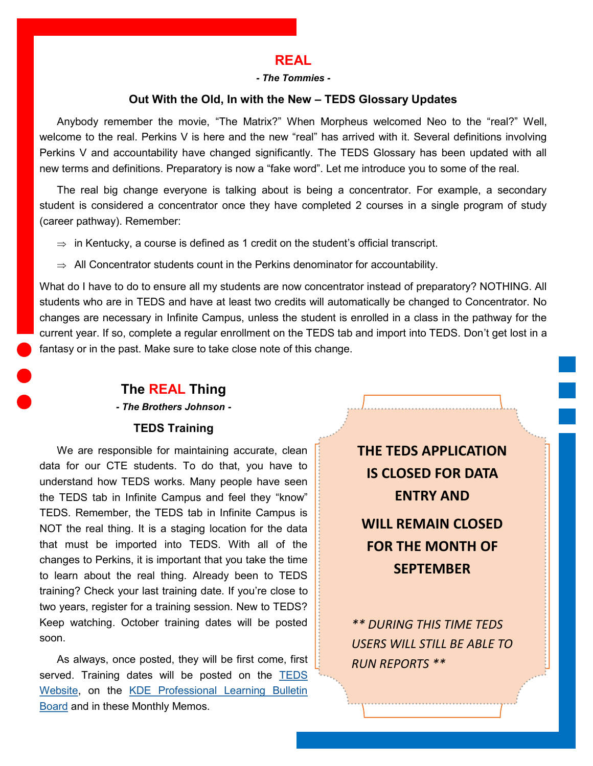## REAL

***- The Tommies -***

### Out With the Old, In with the New – TEDS Glossary Updates

Anybody remember the movie, "The Matrix?" When Morpheus welcomed Neo to the "real?" Well, welcome to the real. Perkins V is here and the new "real" has arrived with it. Several definitions involving Perkins V and accountability have changed significantly. The TEDS Glossary has been updated with all new terms and definitions. Preparatory is now a "fake word". Let me introduce you to some of the real.

The real big change everyone is talking about is being a concentrator. For example, a secondary student is considered a concentrator once they have completed 2 courses in a single program of study (career pathway). Remember:

- ⇒ in Kentucky, a course is defined as 1 credit on the student's official transcript.
- ⇒ All Concentrator students count in the Perkins denominator for accountability.

What do I have to do to ensure all my students are now concentrator instead of preparatory? NOTHING. All students who are in TEDS and have at least two credits will automatically be changed to Concentrator. No changes are necessary in Infinite Campus, unless the student is enrolled in a class in the pathway for the current year. If so, complete a regular enrollment on the TEDS tab and import into TEDS. Don't get lost in a fantasy or in the past. Make sure to take close note of this change.

## The REAL Thing

***- The Brothers Johnson -***

### TEDS Training

We are responsible for maintaining accurate, clean data for our CTE students. To do that, you have to understand how TEDS works. Many people have seen the TEDS tab in Infinite Campus and feel they "know" TEDS. Remember, the TEDS tab in Infinite Campus is NOT the real thing. It is a staging location for the data that must be imported into TEDS. With all of the changes to Perkins, it is important that you take the time to learn about the real thing. Already been to TEDS training? Check your last training date. If you're close to two years, register for a training session. New to TEDS? Keep watching. October training dates will be posted soon.

As always, once posted, they will be first come, first served. Training dates will be posted on the TEDS Website, on the KDE Professional Learning Bulletin Board and in these Monthly Memos.

**THE TEDS APPLICATION IS CLOSED FOR DATA ENTRY AND WILL REMAIN CLOSED FOR THE MONTH OF SEPTEMBER**

*\*\* DURING THIS TIME TEDS USERS WILL STILL BE ABLE TO RUN REPORTS \*\**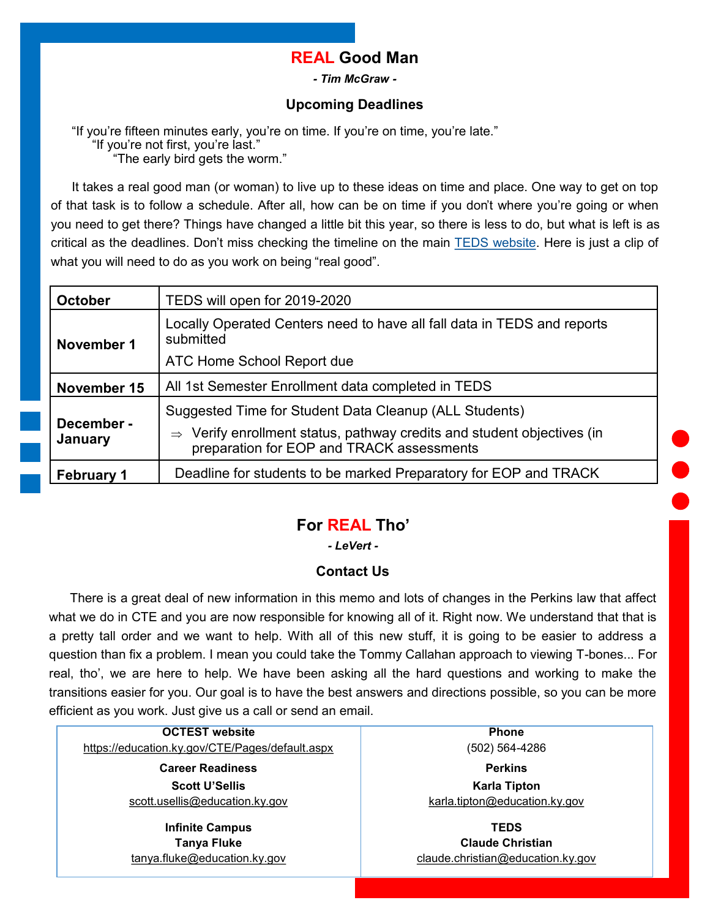## REAL Good Man

*- Tim McGraw -*

### Upcoming Deadlines

"If you're fifteen minutes early, you're on time. If you're on time, you're late."
"If you're not first, you're last."
"The early bird gets the worm."

It takes a real good man (or woman) to live up to these ideas on time and place. One way to get on top of that task is to follow a schedule. After all, how can be on time if you don't where you're going or when you need to get there? Things have changed a little bit this year, so there is less to do, but what is left is as critical as the deadlines. Don't miss checking the timeline on the main TEDS website. Here is just a clip of what you will need to do as you work on being "real good".

| | |
|---|---|
| **October** | TEDS will open for 2019-2020 |
| **November 1** | Locally Operated Centers need to have all fall data in TEDS and reports submitted<br>ATC Home School Report due |
| **November 15** | All 1st Semester Enrollment data completed in TEDS |
| **December - January** | Suggested Time for Student Data Cleanup (ALL Students)<br>⇒ Verify enrollment status, pathway credits and student objectives (in preparation for EOP and TRACK assessments |
| **February 1** | Deadline for students to be marked Preparatory for EOP and TRACK |

## For REAL Tho'

*- LeVert -*

### Contact Us

There is a great deal of new information in this memo and lots of changes in the Perkins law that affect what we do in CTE and you are now responsible for knowing all of it. Right now. We understand that that is a pretty tall order and we want to help. With all of this new stuff, it is going to be easier to address a question than fix a problem. I mean you could take the Tommy Callahan approach to viewing T-bones... For real, tho', we are here to help. We have been asking all the hard questions and working to make the transitions easier for you. Our goal is to have the best answers and directions possible, so you can be more efficient as you work. Just give us a call or send an email.

| | |
|---|---|
| **OCTEST website**<br>https://education.ky.gov/CTE/Pages/default.aspx | **Phone**<br>(502) 564-4286 |
| **Career Readiness**<br>**Scott U'Sellis**<br>scott.usellis@education.ky.gov | **Perkins**<br>**Karla Tipton**<br>karla.tipton@education.ky.gov |
| **Infinite Campus**<br>**Tanya Fluke**<br>tanya.fluke@education.ky.gov | **TEDS**<br>**Claude Christian**<br>claude.christian@education.ky.gov |